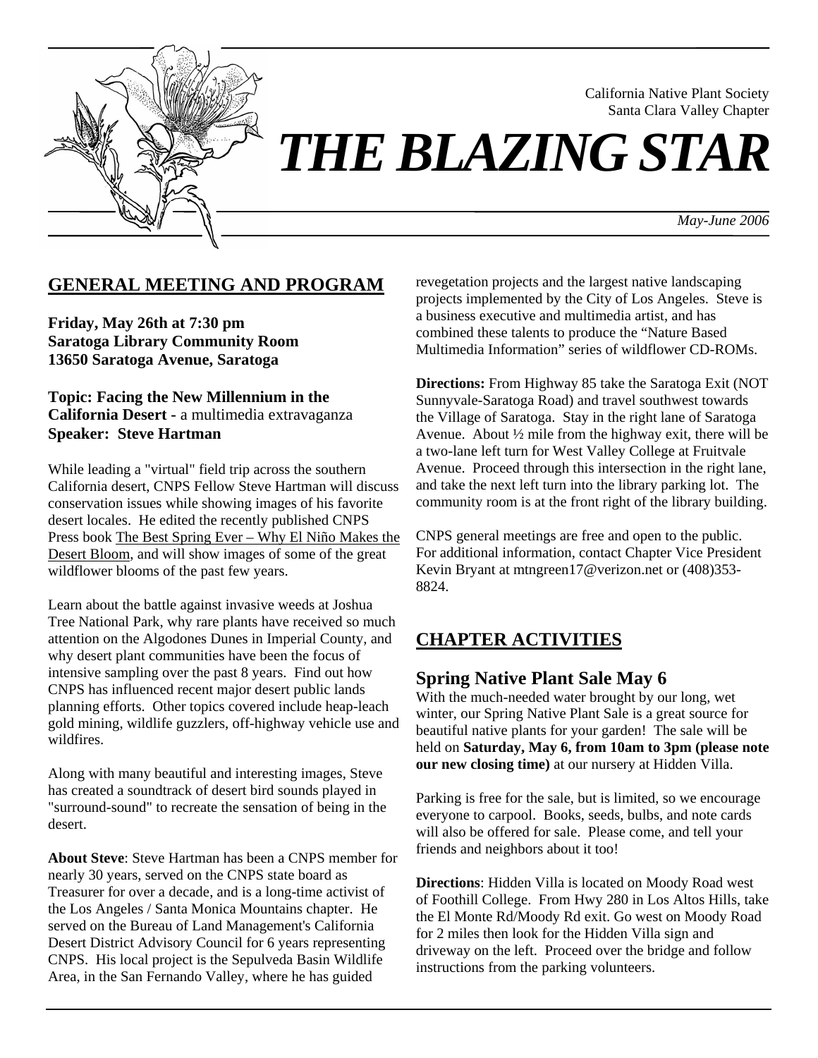California Native Plant Society
Santa Clara Valley Chapter

# *THE BLAZING STAR*

*May-June 2006*

## GENERAL MEETING AND PROGRAM

**Friday, May 26th at 7:30 pm**
**Saratoga Library Community Room**
**13650 Saratoga Avenue, Saratoga**

**Topic: Facing the New Millennium in the California Desert -** a multimedia extravaganza
**Speaker: Steve Hartman**

While leading a "virtual" field trip across the southern California desert, CNPS Fellow Steve Hartman will discuss conservation issues while showing images of his favorite desert locales. He edited the recently published CNPS Press book The Best Spring Ever – Why El Niño Makes the Desert Bloom, and will show images of some of the great wildflower blooms of the past few years.

Learn about the battle against invasive weeds at Joshua Tree National Park, why rare plants have received so much attention on the Algodones Dunes in Imperial County, and why desert plant communities have been the focus of intensive sampling over the past 8 years. Find out how CNPS has influenced recent major desert public lands planning efforts. Other topics covered include heap-leach gold mining, wildlife guzzlers, off-highway vehicle use and wildfires.

Along with many beautiful and interesting images, Steve has created a soundtrack of desert bird sounds played in "surround-sound" to recreate the sensation of being in the desert.

**About Steve**: Steve Hartman has been a CNPS member for nearly 30 years, served on the CNPS state board as Treasurer for over a decade, and is a long-time activist of the Los Angeles / Santa Monica Mountains chapter. He served on the Bureau of Land Management's California Desert District Advisory Council for 6 years representing CNPS. His local project is the Sepulveda Basin Wildlife Area, in the San Fernando Valley, where he has guided revegetation projects and the largest native landscaping projects implemented by the City of Los Angeles. Steve is a business executive and multimedia artist, and has combined these talents to produce the "Nature Based Multimedia Information" series of wildflower CD-ROMs.

**Directions:** From Highway 85 take the Saratoga Exit (NOT Sunnyvale-Saratoga Road) and travel southwest towards the Village of Saratoga. Stay in the right lane of Saratoga Avenue. About ½ mile from the highway exit, there will be a two-lane left turn for West Valley College at Fruitvale Avenue. Proceed through this intersection in the right lane, and take the next left turn into the library parking lot. The community room is at the front right of the library building.

CNPS general meetings are free and open to the public. For additional information, contact Chapter Vice President Kevin Bryant at mtngreen17@verizon.net or (408)353-8824.

## CHAPTER ACTIVITIES

### Spring Native Plant Sale May 6

With the much-needed water brought by our long, wet winter, our Spring Native Plant Sale is a great source for beautiful native plants for your garden! The sale will be held on **Saturday, May 6, from 10am to 3pm (please note our new closing time)** at our nursery at Hidden Villa.

Parking is free for the sale, but is limited, so we encourage everyone to carpool. Books, seeds, bulbs, and note cards will also be offered for sale. Please come, and tell your friends and neighbors about it too!

**Directions**: Hidden Villa is located on Moody Road west of Foothill College. From Hwy 280 in Los Altos Hills, take the El Monte Rd/Moody Rd exit. Go west on Moody Road for 2 miles then look for the Hidden Villa sign and driveway on the left. Proceed over the bridge and follow instructions from the parking volunteers.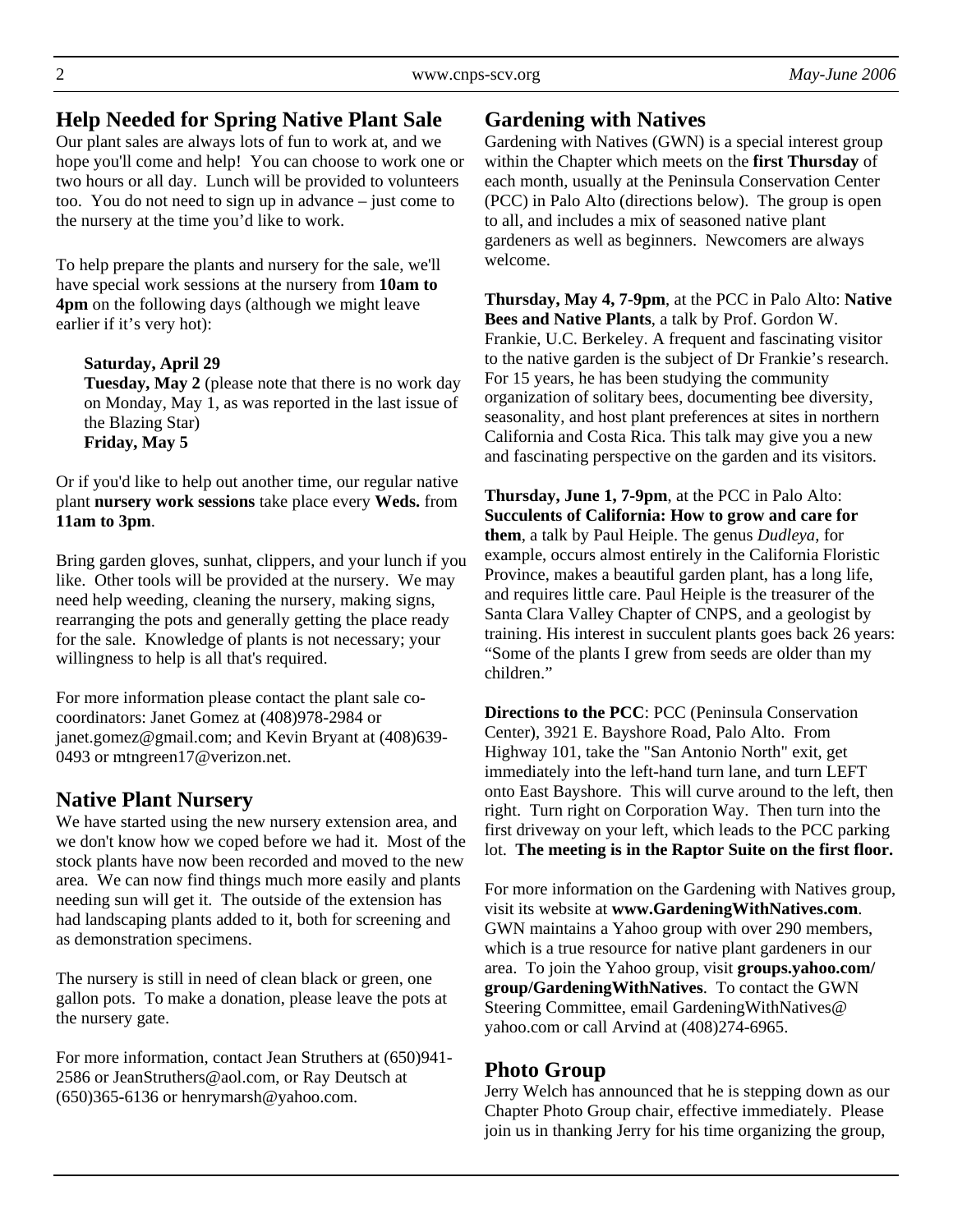## Help Needed for Spring Native Plant Sale

Our plant sales are always lots of fun to work at, and we hope you'll come and help! You can choose to work one or two hours or all day. Lunch will be provided to volunteers too. You do not need to sign up in advance – just come to the nursery at the time you'd like to work.

To help prepare the plants and nursery for the sale, we'll have special work sessions at the nursery from **10am to 4pm** on the following days (although we might leave earlier if it's very hot):

**Saturday, April 29**
**Tuesday, May 2** (please note that there is no work day on Monday, May 1, as was reported in the last issue of the Blazing Star)
**Friday, May 5**

Or if you'd like to help out another time, our regular native plant **nursery work sessions** take place every **Weds.** from **11am to 3pm**.

Bring garden gloves, sunhat, clippers, and your lunch if you like. Other tools will be provided at the nursery. We may need help weeding, cleaning the nursery, making signs, rearranging the pots and generally getting the place ready for the sale. Knowledge of plants is not necessary; your willingness to help is all that's required.

For more information please contact the plant sale co-coordinators: Janet Gomez at (408)978-2984 or janet.gomez@gmail.com; and Kevin Bryant at (408)639-0493 or mtngreen17@verizon.net.

## Native Plant Nursery

We have started using the new nursery extension area, and we don't know how we coped before we had it. Most of the stock plants have now been recorded and moved to the new area. We can now find things much more easily and plants needing sun will get it. The outside of the extension has had landscaping plants added to it, both for screening and as demonstration specimens.

The nursery is still in need of clean black or green, one gallon pots. To make a donation, please leave the pots at the nursery gate.

For more information, contact Jean Struthers at (650)941-2586 or JeanStruthers@aol.com, or Ray Deutsch at (650)365-6136 or henrymarsh@yahoo.com.

## Gardening with Natives

Gardening with Natives (GWN) is a special interest group within the Chapter which meets on the **first Thursday** of each month, usually at the Peninsula Conservation Center (PCC) in Palo Alto (directions below). The group is open to all, and includes a mix of seasoned native plant gardeners as well as beginners. Newcomers are always welcome.

**Thursday, May 4, 7-9pm**, at the PCC in Palo Alto: **Native Bees and Native Plants**, a talk by Prof. Gordon W. Frankie, U.C. Berkeley. A frequent and fascinating visitor to the native garden is the subject of Dr Frankie's research. For 15 years, he has been studying the community organization of solitary bees, documenting bee diversity, seasonality, and host plant preferences at sites in northern California and Costa Rica. This talk may give you a new and fascinating perspective on the garden and its visitors.

**Thursday, June 1, 7-9pm**, at the PCC in Palo Alto: **Succulents of California: How to grow and care for them**, a talk by Paul Heiple. The genus *Dudleya*, for example, occurs almost entirely in the California Floristic Province, makes a beautiful garden plant, has a long life, and requires little care. Paul Heiple is the treasurer of the Santa Clara Valley Chapter of CNPS, and a geologist by training. His interest in succulent plants goes back 26 years: "Some of the plants I grew from seeds are older than my children."

**Directions to the PCC**: PCC (Peninsula Conservation Center), 3921 E. Bayshore Road, Palo Alto. From Highway 101, take the "San Antonio North" exit, get immediately into the left-hand turn lane, and turn LEFT onto East Bayshore. This will curve around to the left, then right. Turn right on Corporation Way. Then turn into the first driveway on your left, which leads to the PCC parking lot. **The meeting is in the Raptor Suite on the first floor.**

For more information on the Gardening with Natives group, visit its website at **www.GardeningWithNatives.com**. GWN maintains a Yahoo group with over 290 members, which is a true resource for native plant gardeners in our area. To join the Yahoo group, visit **groups.yahoo.com/group/GardeningWithNatives**. To contact the GWN Steering Committee, email GardeningWithNatives@yahoo.com or call Arvind at (408)274-6965.

## Photo Group

Jerry Welch has announced that he is stepping down as our Chapter Photo Group chair, effective immediately. Please join us in thanking Jerry for his time organizing the group,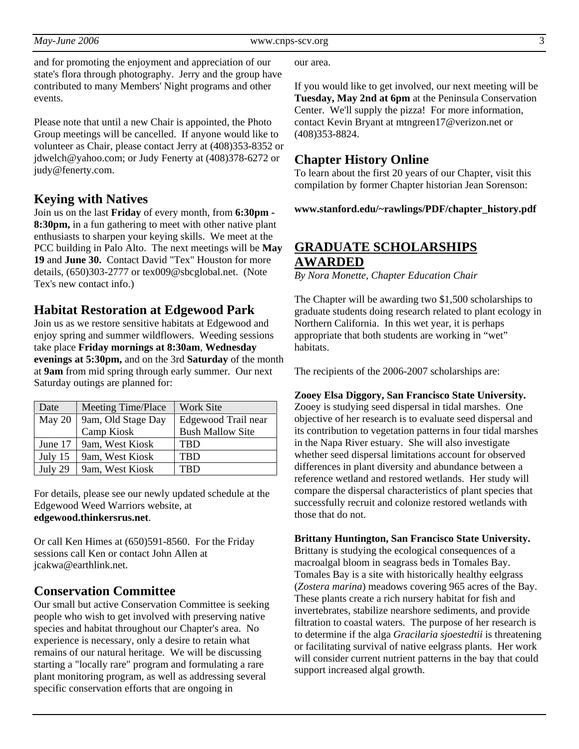and for promoting the enjoyment and appreciation of our state's flora through photography. Jerry and the group have contributed to many Members' Night programs and other events.

Please note that until a new Chair is appointed, the Photo Group meetings will be cancelled. If anyone would like to volunteer as Chair, please contact Jerry at (408)353-8352 or jdwelch@yahoo.com; or Judy Fenerty at (408)378-6272 or judy@fenerty.com.

## Keying with Natives

Join us on the last **Friday** of every month, from **6:30pm - 8:30pm,** in a fun gathering to meet with other native plant enthusiasts to sharpen your keying skills. We meet at the PCC building in Palo Alto. The next meetings will be **May 19** and **June 30.** Contact David "Tex" Houston for more details, (650)303-2777 or tex009@sbcglobal.net. (Note Tex's new contact info.)

## Habitat Restoration at Edgewood Park

Join us as we restore sensitive habitats at Edgewood and enjoy spring and summer wildflowers. Weeding sessions take place **Friday mornings at 8:30am**, **Wednesday evenings at 5:30pm,** and on the 3rd **Saturday** of the month at **9am** from mid spring through early summer. Our next Saturday outings are planned for:

| Date | Meeting Time/Place | Work Site |
|---|---|---|
| May 20 | 9am, Old Stage Day Camp Kiosk | Edgewood Trail near Bush Mallow Site |
| June 17 | 9am, West Kiosk | TBD |
| July 15 | 9am, West Kiosk | TBD |
| July 29 | 9am, West Kiosk | TBD |

For details, please see our newly updated schedule at the Edgewood Weed Warriors website, at **edgewood.thinkersrus.net**.

Or call Ken Himes at (650)591-8560. For the Friday sessions call Ken or contact John Allen at jcakwa@earthlink.net.

## Conservation Committee

Our small but active Conservation Committee is seeking people who wish to get involved with preserving native species and habitat throughout our Chapter's area. No experience is necessary, only a desire to retain what remains of our natural heritage. We will be discussing starting a "locally rare" program and formulating a rare plant monitoring program, as well as addressing several specific conservation efforts that are ongoing in our area.

If you would like to get involved, our next meeting will be **Tuesday, May 2nd at 6pm** at the Peninsula Conservation Center. We'll supply the pizza! For more information, contact Kevin Bryant at mtngreen17@verizon.net or (408)353-8824.

## Chapter History Online

To learn about the first 20 years of our Chapter, visit this compilation by former Chapter historian Jean Sorenson:

**www.stanford.edu/~rawlings/PDF/chapter_history.pdf**

## GRADUATE SCHOLARSHIPS AWARDED

*By Nora Monette, Chapter Education Chair*

The Chapter will be awarding two $1,500 scholarships to graduate students doing research related to plant ecology in Northern California. In this wet year, it is perhaps appropriate that both students are working in "wet" habitats.

The recipients of the 2006-2007 scholarships are:

**Zooey Elsa Diggory, San Francisco State University.** Zooey is studying seed dispersal in tidal marshes. One objective of her research is to evaluate seed dispersal and its contribution to vegetation patterns in four tidal marshes in the Napa River estuary. She will also investigate whether seed dispersal limitations account for observed differences in plant diversity and abundance between a reference wetland and restored wetlands. Her study will compare the dispersal characteristics of plant species that successfully recruit and colonize restored wetlands with those that do not.

**Brittany Huntington, San Francisco State University.** Brittany is studying the ecological consequences of a macroalgal bloom in seagrass beds in Tomales Bay. Tomales Bay is a site with historically healthy eelgrass (*Zostera marina*) meadows covering 965 acres of the Bay. These plants create a rich nursery habitat for fish and invertebrates, stabilize nearshore sediments, and provide filtration to coastal waters. The purpose of her research is to determine if the alga *Gracilaria sjoestedtii* is threatening or facilitating survival of native eelgrass plants. Her work will consider current nutrient patterns in the bay that could support increased algal growth.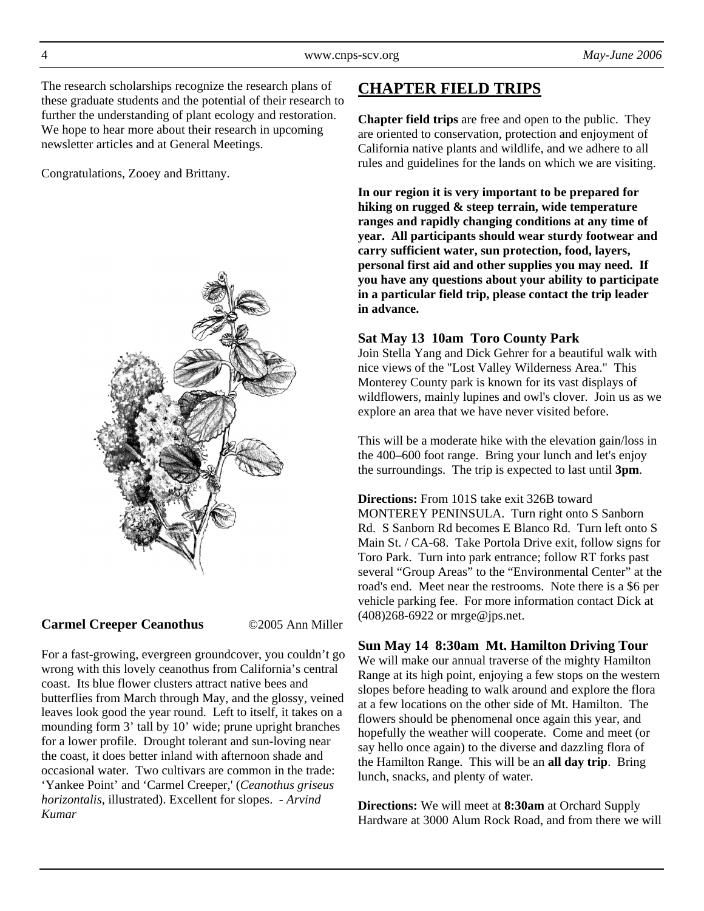The research scholarships recognize the research plans of these graduate students and the potential of their research to further the understanding of plant ecology and restoration. We hope to hear more about their research in upcoming newsletter articles and at General Meetings.

Congratulations, Zooey and Brittany.

**Carmel Creeper Ceanothus** ©2005 Ann Miller

For a fast-growing, evergreen groundcover, you couldn't go wrong with this lovely ceanothus from California's central coast. Its blue flower clusters attract native bees and butterflies from March through May, and the glossy, veined leaves look good the year round. Left to itself, it takes on a mounding form 3' tall by 10' wide; prune upright branches for a lower profile. Drought tolerant and sun-loving near the coast, it does better inland with afternoon shade and occasional water. Two cultivars are common in the trade: 'Yankee Point' and 'Carmel Creeper,' (*Ceanothus griseus horizontalis*, illustrated). Excellent for slopes. - *Arvind Kumar*

## CHAPTER FIELD TRIPS

**Chapter field trips** are free and open to the public. They are oriented to conservation, protection and enjoyment of California native plants and wildlife, and we adhere to all rules and guidelines for the lands on which we are visiting.

**In our region it is very important to be prepared for hiking on rugged & steep terrain, wide temperature ranges and rapidly changing conditions at any time of year. All participants should wear sturdy footwear and carry sufficient water, sun protection, food, layers, personal first aid and other supplies you may need. If you have any questions about your ability to participate in a particular field trip, please contact the trip leader in advance.**

### Sat May 13 10am Toro County Park

Join Stella Yang and Dick Gehrer for a beautiful walk with nice views of the "Lost Valley Wilderness Area." This Monterey County park is known for its vast displays of wildflowers, mainly lupines and owl's clover. Join us as we explore an area that we have never visited before.

This will be a moderate hike with the elevation gain/loss in the 400–600 foot range. Bring your lunch and let's enjoy the surroundings. The trip is expected to last until **3pm**.

**Directions:** From 101S take exit 326B toward MONTEREY PENINSULA. Turn right onto S Sanborn Rd. S Sanborn Rd becomes E Blanco Rd. Turn left onto S Main St. / CA-68. Take Portola Drive exit, follow signs for Toro Park. Turn into park entrance; follow RT forks past several "Group Areas" to the "Environmental Center" at the road's end. Meet near the restrooms. Note there is a $6 per vehicle parking fee. For more information contact Dick at (408)268-6922 or mrge@jps.net.

### Sun May 14 8:30am Mt. Hamilton Driving Tour

We will make our annual traverse of the mighty Hamilton Range at its high point, enjoying a few stops on the western slopes before heading to walk around and explore the flora at a few locations on the other side of Mt. Hamilton. The flowers should be phenomenal once again this year, and hopefully the weather will cooperate. Come and meet (or say hello once again) to the diverse and dazzling flora of the Hamilton Range. This will be an **all day trip**. Bring lunch, snacks, and plenty of water.

**Directions:** We will meet at **8:30am** at Orchard Supply Hardware at 3000 Alum Rock Road, and from there we will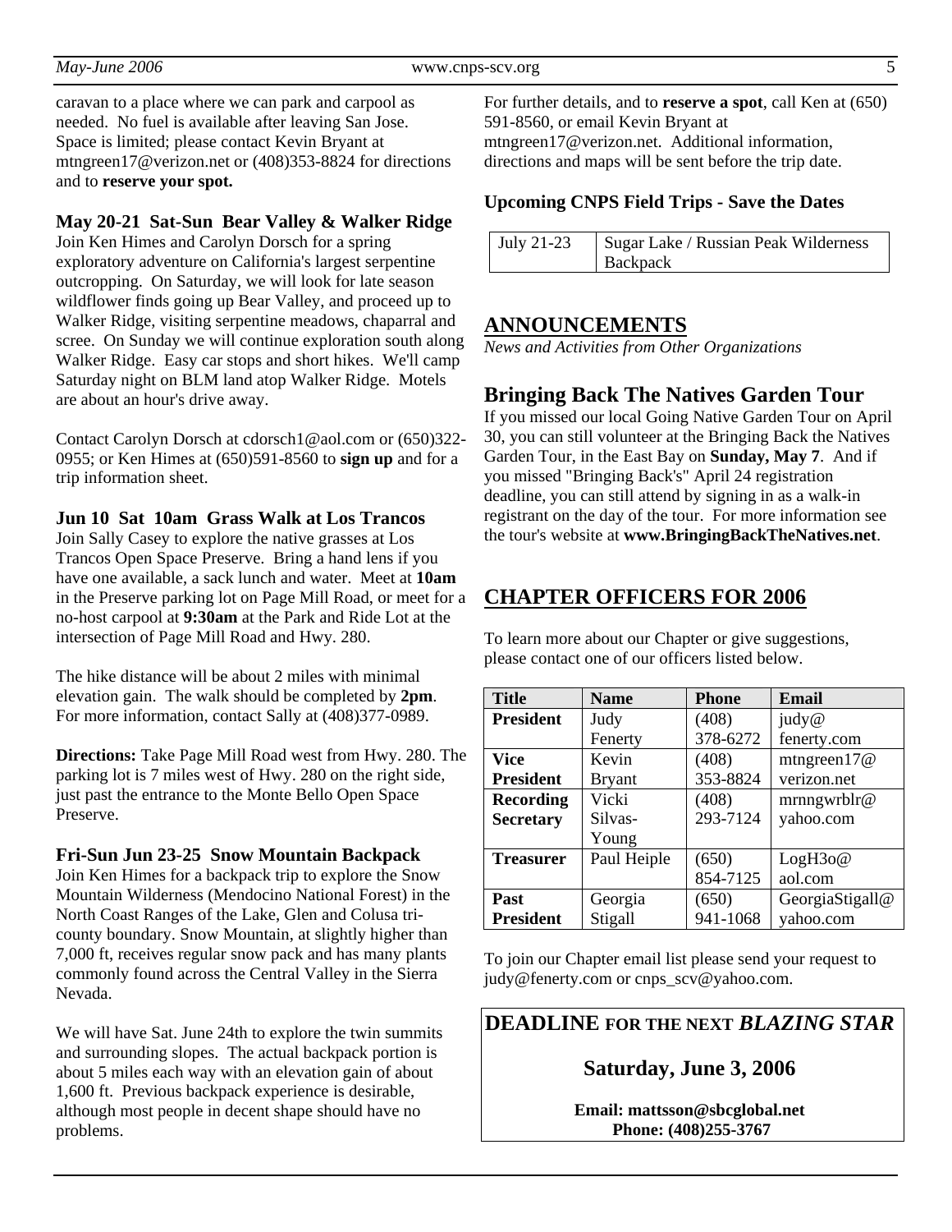caravan to a place where we can park and carpool as needed. No fuel is available after leaving San Jose. Space is limited; please contact Kevin Bryant at mtngreen17@verizon.net or (408)353-8824 for directions and to **reserve your spot.**

**May 20-21 Sat-Sun Bear Valley & Walker Ridge**

Join Ken Himes and Carolyn Dorsch for a spring exploratory adventure on California's largest serpentine outcropping. On Saturday, we will look for late season wildflower finds going up Bear Valley, and proceed up to Walker Ridge, visiting serpentine meadows, chaparral and scree. On Sunday we will continue exploration south along Walker Ridge. Easy car stops and short hikes. We'll camp Saturday night on BLM land atop Walker Ridge. Motels are about an hour's drive away.

Contact Carolyn Dorsch at cdorsch1@aol.com or (650)322-0955; or Ken Himes at (650)591-8560 to **sign up** and for a trip information sheet.

**Jun 10 Sat 10am Grass Walk at Los Trancos**

Join Sally Casey to explore the native grasses at Los Trancos Open Space Preserve. Bring a hand lens if you have one available, a sack lunch and water. Meet at **10am** in the Preserve parking lot on Page Mill Road, or meet for a no-host carpool at **9:30am** at the Park and Ride Lot at the intersection of Page Mill Road and Hwy. 280.

The hike distance will be about 2 miles with minimal elevation gain. The walk should be completed by **2pm**. For more information, contact Sally at (408)377-0989.

**Directions:** Take Page Mill Road west from Hwy. 280. The parking lot is 7 miles west of Hwy. 280 on the right side, just past the entrance to the Monte Bello Open Space Preserve.

**Fri-Sun Jun 23-25 Snow Mountain Backpack**

Join Ken Himes for a backpack trip to explore the Snow Mountain Wilderness (Mendocino National Forest) in the North Coast Ranges of the Lake, Glen and Colusa tri-county boundary. Snow Mountain, at slightly higher than 7,000 ft, receives regular snow pack and has many plants commonly found across the Central Valley in the Sierra Nevada.

We will have Sat. June 24th to explore the twin summits and surrounding slopes. The actual backpack portion is about 5 miles each way with an elevation gain of about 1,600 ft. Previous backpack experience is desirable, although most people in decent shape should have no problems.

For further details, and to **reserve a spot**, call Ken at (650) 591-8560, or email Kevin Bryant at mtngreen17@verizon.net. Additional information, directions and maps will be sent before the trip date.

**Upcoming CNPS Field Trips - Save the Dates**

| | |
|---|---|
| July 21-23 | Sugar Lake / Russian Peak Wilderness Backpack |

## ANNOUNCEMENTS

*News and Activities from Other Organizations*

### Bringing Back The Natives Garden Tour

If you missed our local Going Native Garden Tour on April 30, you can still volunteer at the Bringing Back the Natives Garden Tour, in the East Bay on **Sunday, May 7**. And if you missed "Bringing Back's" April 24 registration deadline, you can still attend by signing in as a walk-in registrant on the day of the tour. For more information see the tour's website at **www.BringingBackTheNatives.net**.

## CHAPTER OFFICERS FOR 2006

To learn more about our Chapter or give suggestions, please contact one of our officers listed below.

| Title | Name | Phone | Email |
|---|---|---|---|
| **President** | Judy Fenerty | (408) 378-6272 | judy@fenerty.com |
| **Vice President** | Kevin Bryant | (408) 353-8824 | mtngreen17@verizon.net |
| **Recording Secretary** | Vicki Silvas-Young | (408) 293-7124 | mrnngwrblr@yahoo.com |
| **Treasurer** | Paul Heiple | (650) 854-7125 | LogH3o@aol.com |
| **Past President** | Georgia Stigall | (650) 941-1068 | GeorgiaStigall@yahoo.com |

To join our Chapter email list please send your request to judy@fenerty.com or cnps_scv@yahoo.com.

**DEADLINE FOR THE NEXT *BLAZING STAR***

**Saturday, June 3, 2006**

**Email: mattsson@sbcglobal.net**
**Phone: (408)255-3767**